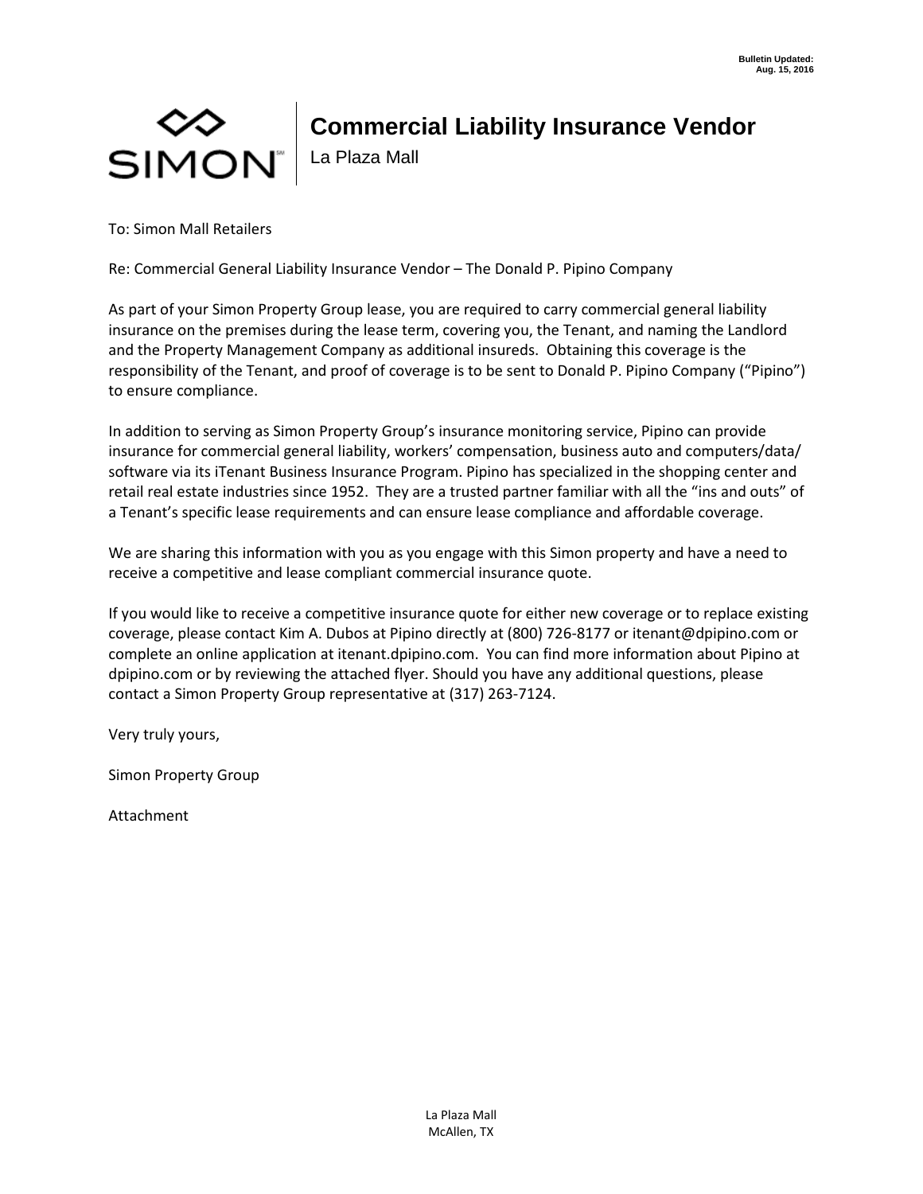**Bulletin Updated: Aug. 15, 2016**

SIMON

# Commercial Liability Insurance Vendor

La Plaza Mall

To: Simon Mall Retailers

Re: Commercial General Liability Insurance Vendor – The Donald P. Pipino Company

As part of your Simon Property Group lease, you are required to carry commercial general liability insurance on the premises during the lease term, covering you, the Tenant, and naming the Landlord and the Property Management Company as additional insureds. Obtaining this coverage is the responsibility of the Tenant, and proof of coverage is to be sent to Donald P. Pipino Company ("Pipino") to ensure compliance.

In addition to serving as Simon Property Group's insurance monitoring service, Pipino can provide insurance for commercial general liability, workers' compensation, business auto and computers/data/ software via its iTenant Business Insurance Program. Pipino has specialized in the shopping center and retail real estate industries since 1952. They are a trusted partner familiar with all the "ins and outs" of a Tenant's specific lease requirements and can ensure lease compliance and affordable coverage.

We are sharing this information with you as you engage with this Simon property and have a need to receive a competitive and lease compliant commercial insurance quote.

If you would like to receive a competitive insurance quote for either new coverage or to replace existing coverage, please contact Kim A. Dubos at Pipino directly at (800) 726-8177 or itenant@dpipino.com or complete an online application at itenant.dpipino.com. You can find more information about Pipino at dpipino.com or by reviewing the attached flyer. Should you have any additional questions, please contact a Simon Property Group representative at (317) 263-7124.

Very truly yours,

Simon Property Group

Attachment

La Plaza Mall
McAllen, TX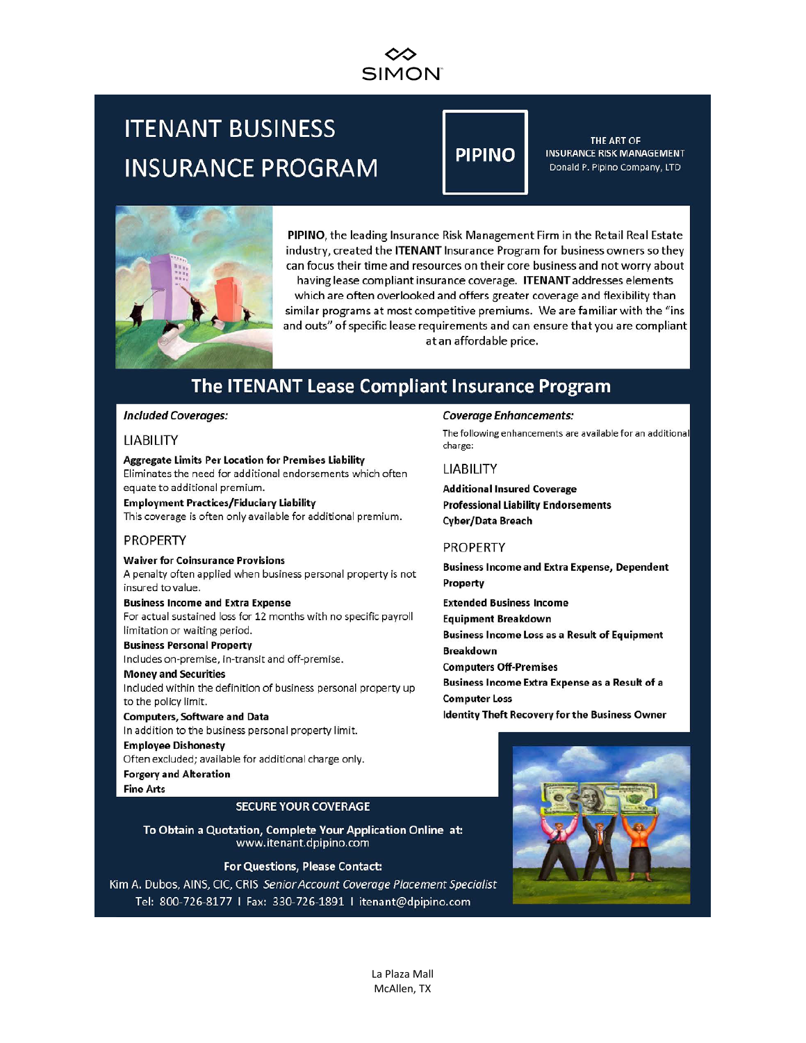SIMON

# ITENANT BUSINESS INSURANCE PROGRAM

**PIPINO**

THE ART OF INSURANCE RISK MANAGEMENT
Donald P. Pipino Company, LTD

**PIPINO**, the leading Insurance Risk Management Firm in the Retail Real Estate industry, created the **ITENANT** Insurance Program for business owners so they can focus their time and resources on their core business and not worry about having lease compliant insurance coverage. **ITENANT** addresses elements which are often overlooked and offers greater coverage and flexibility than similar programs at most competitive premiums. We are familiar with the "ins and outs" of specific lease requirements and can ensure that you are compliant at an affordable price.

## The ITENANT Lease Compliant Insurance Program

### *Included Coverages:*

#### LIABILITY

**Aggregate Limits Per Location for Premises Liability**
Eliminates the need for additional endorsements which often equate to additional premium.

**Employment Practices/Fiduciary Liability**
This coverage is often only available for additional premium.

#### PROPERTY

**Waiver for Coinsurance Provisions**
A penalty often applied when business personal property is not insured to value.

**Business Income and Extra Expense**
For actual sustained loss for 12 months with no specific payroll limitation or waiting period.

**Business Personal Property**
Includes on-premise, in-transit and off-premise.

**Money and Securities**
Included within the definition of business personal property up to the policy limit.

**Computers, Software and Data**
In addition to the business personal property limit.

**Employee Dishonesty**
Often excluded; available for additional charge only.

**Forgery and Alteration**

**Fine Arts**

### *Coverage Enhancements:*

The following enhancements are available for an additional charge:

#### LIABILITY

**Additional Insured Coverage**
**Professional Liability Endorsements**
**Cyber/Data Breach**

#### PROPERTY

**Business Income and Extra Expense, Dependent Property**
**Extended Business Income**
**Equipment Breakdown**
**Business Income Loss as a Result of Equipment Breakdown**
**Computers Off-Premises**
**Business Income Extra Expense as a Result of a Computer Loss**
**Identity Theft Recovery for the Business Owner**

### SECURE YOUR COVERAGE

**To Obtain a Quotation, Complete Your Application Online at:**
www.itenant.dpipino.com

**For Questions, Please Contact:**
Kim A. Dubos, AINS, CIC, CRIS *Senior Account Coverage Placement Specialist*
Tel: 800-726-8177 I Fax: 330-726-1891 I itenant@dpipino.com

La Plaza Mall
McAllen, TX